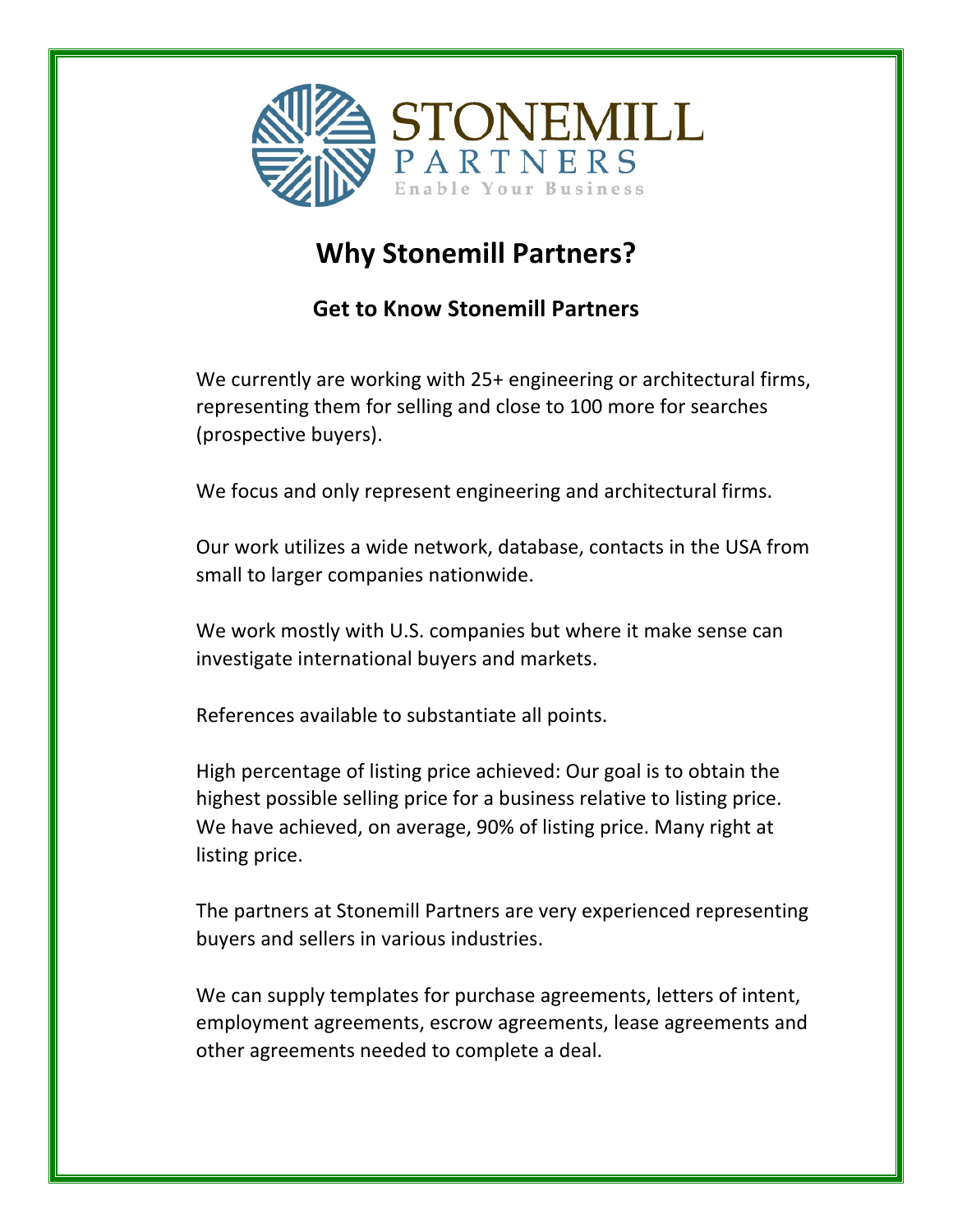STONEMILL PARTNERS
Enable Your Business

# Why Stonemill Partners?

## Get to Know Stonemill Partners

We currently are working with 25+ engineering or architectural firms, representing them for selling and close to 100 more for searches (prospective buyers).

We focus and only represent engineering and architectural firms.

Our work utilizes a wide network, database, contacts in the USA from small to larger companies nationwide.

We work mostly with U.S. companies but where it make sense can investigate international buyers and markets.

References available to substantiate all points.

High percentage of listing price achieved: Our goal is to obtain the highest possible selling price for a business relative to listing price. We have achieved, on average, 90% of listing price. Many right at listing price.

The partners at Stonemill Partners are very experienced representing buyers and sellers in various industries.

We can supply templates for purchase agreements, letters of intent, employment agreements, escrow agreements, lease agreements and other agreements needed to complete a deal.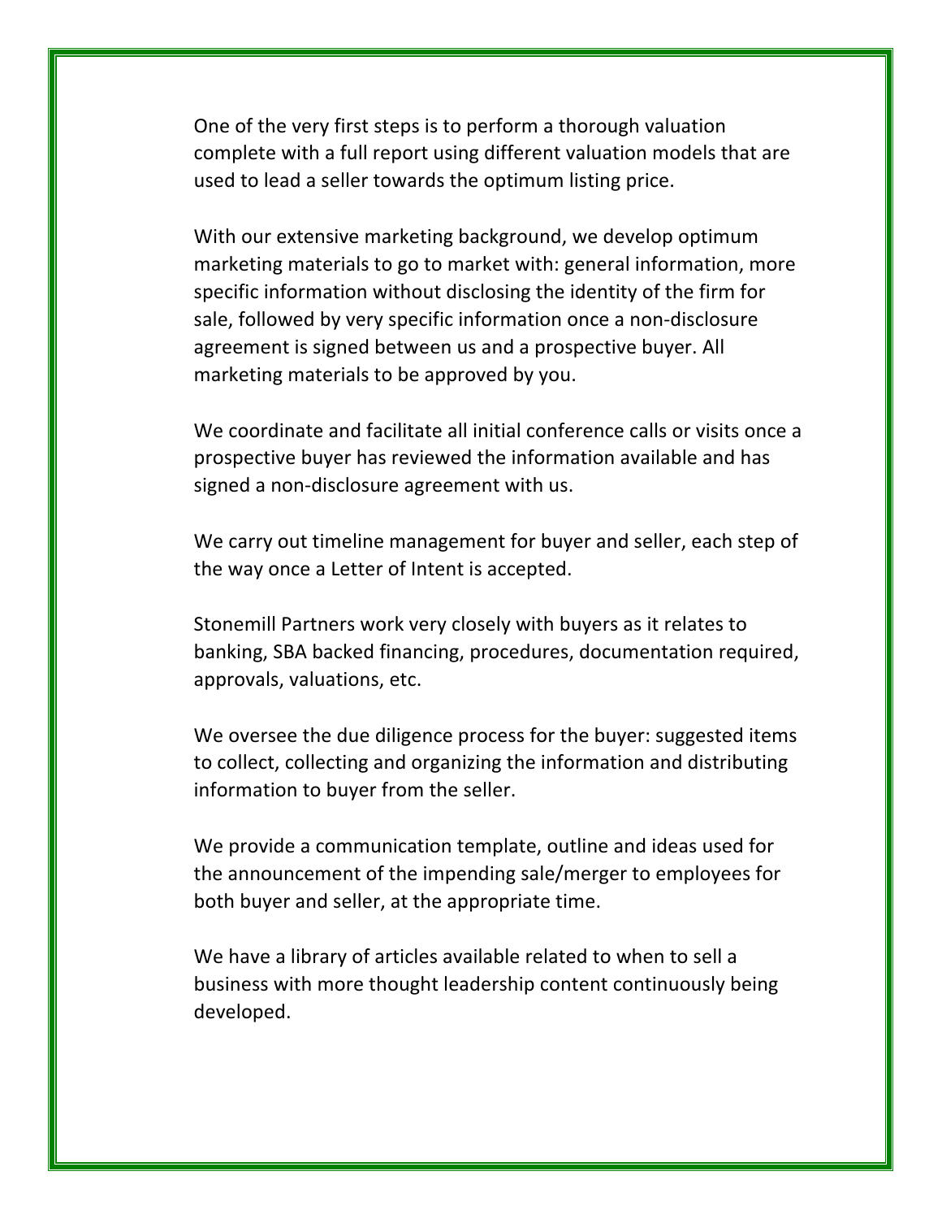One of the very first steps is to perform a thorough valuation complete with a full report using different valuation models that are used to lead a seller towards the optimum listing price.

With our extensive marketing background, we develop optimum marketing materials to go to market with: general information, more specific information without disclosing the identity of the firm for sale, followed by very specific information once a non-disclosure agreement is signed between us and a prospective buyer. All marketing materials to be approved by you.

We coordinate and facilitate all initial conference calls or visits once a prospective buyer has reviewed the information available and has signed a non-disclosure agreement with us.

We carry out timeline management for buyer and seller, each step of the way once a Letter of Intent is accepted.

Stonemill Partners work very closely with buyers as it relates to banking, SBA backed financing, procedures, documentation required, approvals, valuations, etc.

We oversee the due diligence process for the buyer: suggested items to collect, collecting and organizing the information and distributing information to buyer from the seller.

We provide a communication template, outline and ideas used for the announcement of the impending sale/merger to employees for both buyer and seller, at the appropriate time.

We have a library of articles available related to when to sell a business with more thought leadership content continuously being developed.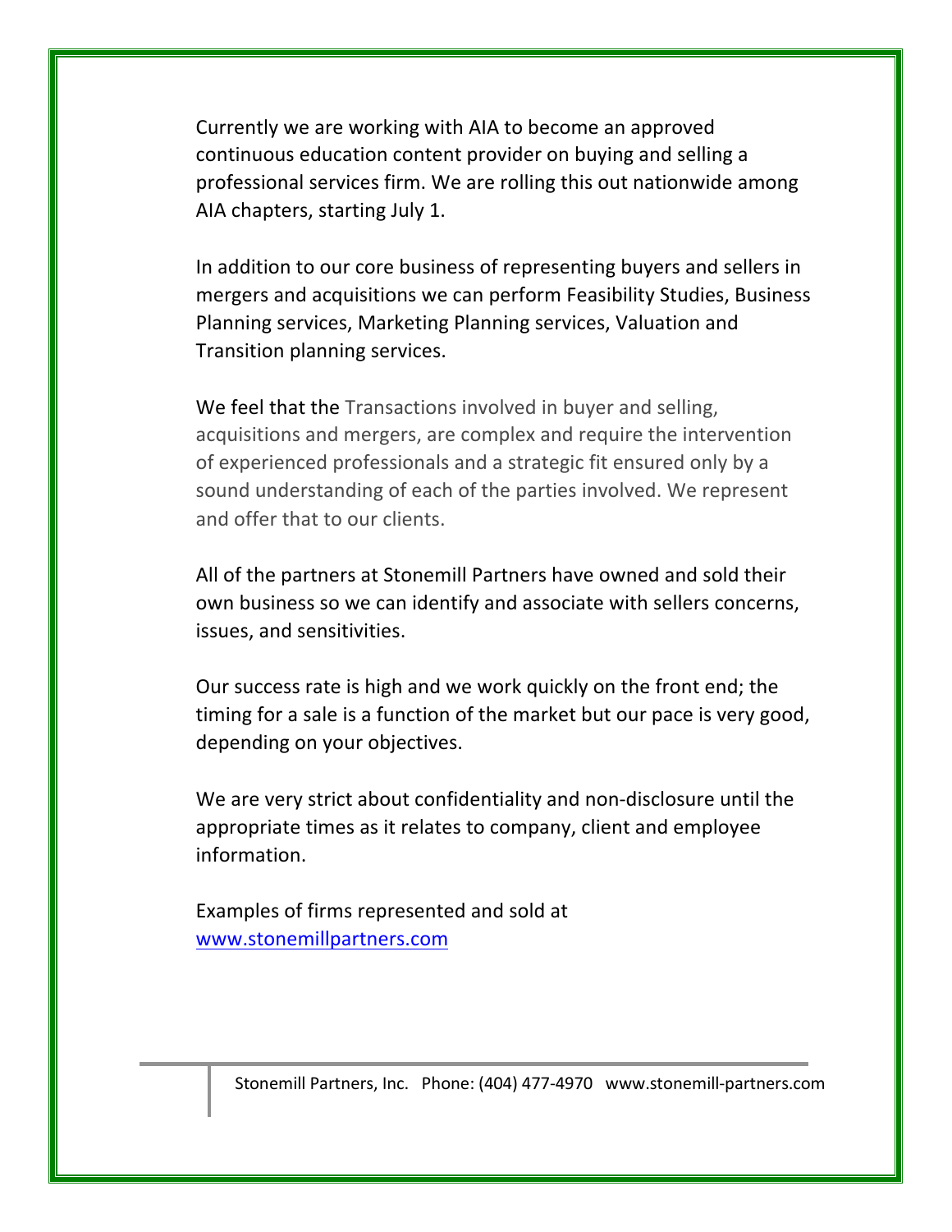Currently we are working with AIA to become an approved continuous education content provider on buying and selling a professional services firm. We are rolling this out nationwide among AIA chapters, starting July 1.

In addition to our core business of representing buyers and sellers in mergers and acquisitions we can perform Feasibility Studies, Business Planning services, Marketing Planning services, Valuation and Transition planning services.

We feel that the Transactions involved in buyer and selling, acquisitions and mergers, are complex and require the intervention of experienced professionals and a strategic fit ensured only by a sound understanding of each of the parties involved. We represent and offer that to our clients.

All of the partners at Stonemill Partners have owned and sold their own business so we can identify and associate with sellers concerns, issues, and sensitivities.

Our success rate is high and we work quickly on the front end; the timing for a sale is a function of the market but our pace is very good, depending on your objectives.

We are very strict about confidentiality and non-disclosure until the appropriate times as it relates to company, client and employee information.

Examples of firms represented and sold at [www.stonemillpartners.com](http://www.stonemillpartners.com)